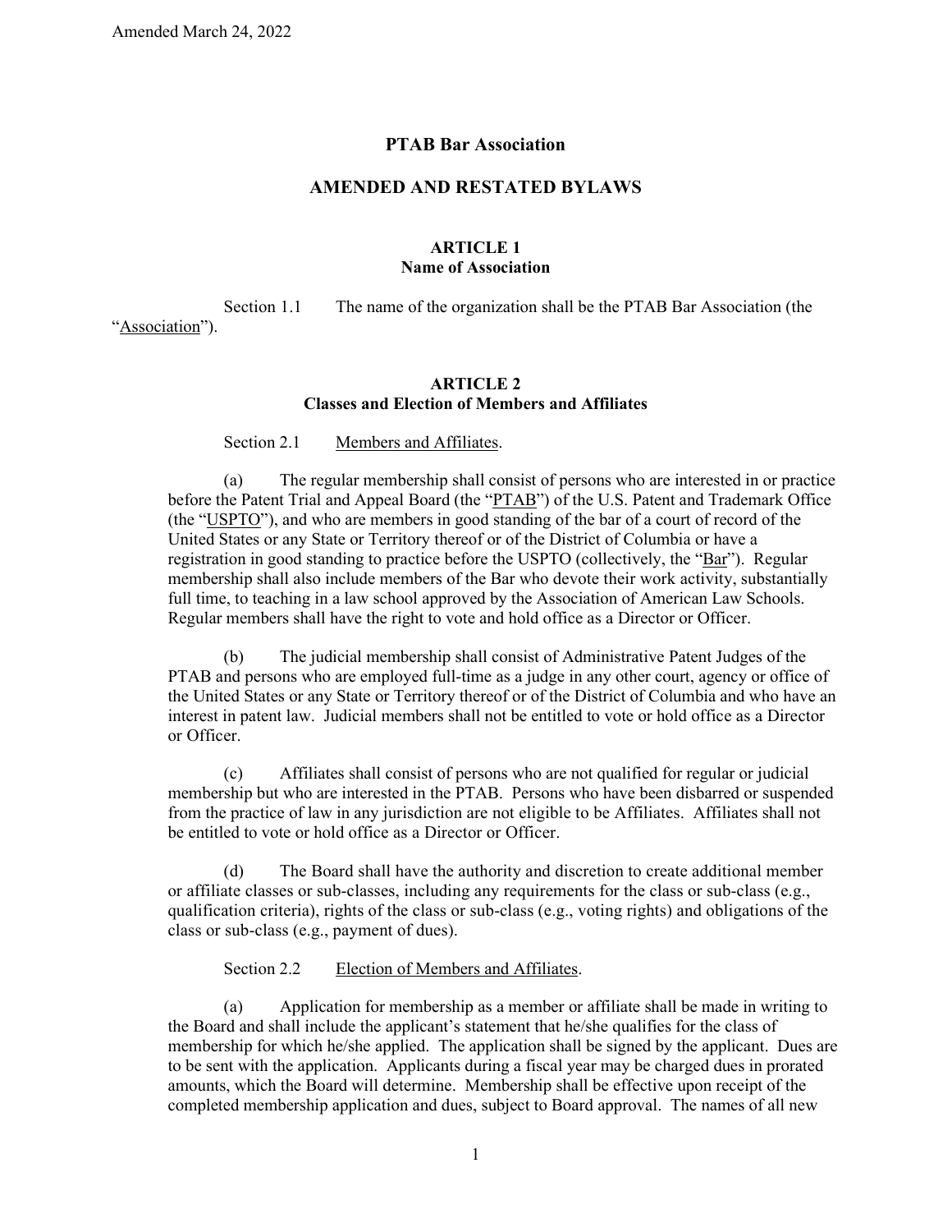Amended March 24, 2022

# PTAB Bar Association

## AMENDED AND RESTATED BYLAWS

### ARTICLE 1
### Name of Association

Section 1.1 The name of the organization shall be the PTAB Bar Association (the "Association").

### ARTICLE 2
### Classes and Election of Members and Affiliates

Section 2.1 Members and Affiliates.

(a) The regular membership shall consist of persons who are interested in or practice before the Patent Trial and Appeal Board (the "PTAB") of the U.S. Patent and Trademark Office (the "USPTO"), and who are members in good standing of the bar of a court of record of the United States or any State or Territory thereof or of the District of Columbia or have a registration in good standing to practice before the USPTO (collectively, the "Bar"). Regular membership shall also include members of the Bar who devote their work activity, substantially full time, to teaching in a law school approved by the Association of American Law Schools. Regular members shall have the right to vote and hold office as a Director or Officer.

(b) The judicial membership shall consist of Administrative Patent Judges of the PTAB and persons who are employed full-time as a judge in any other court, agency or office of the United States or any State or Territory thereof or of the District of Columbia and who have an interest in patent law. Judicial members shall not be entitled to vote or hold office as a Director or Officer.

(c) Affiliates shall consist of persons who are not qualified for regular or judicial membership but who are interested in the PTAB. Persons who have been disbarred or suspended from the practice of law in any jurisdiction are not eligible to be Affiliates. Affiliates shall not be entitled to vote or hold office as a Director or Officer.

(d) The Board shall have the authority and discretion to create additional member or affiliate classes or sub-classes, including any requirements for the class or sub-class (e.g., qualification criteria), rights of the class or sub-class (e.g., voting rights) and obligations of the class or sub-class (e.g., payment of dues).

Section 2.2 Election of Members and Affiliates.

(a) Application for membership as a member or affiliate shall be made in writing to the Board and shall include the applicant's statement that he/she qualifies for the class of membership for which he/she applied. The application shall be signed by the applicant. Dues are to be sent with the application. Applicants during a fiscal year may be charged dues in prorated amounts, which the Board will determine. Membership shall be effective upon receipt of the completed membership application and dues, subject to Board approval. The names of all new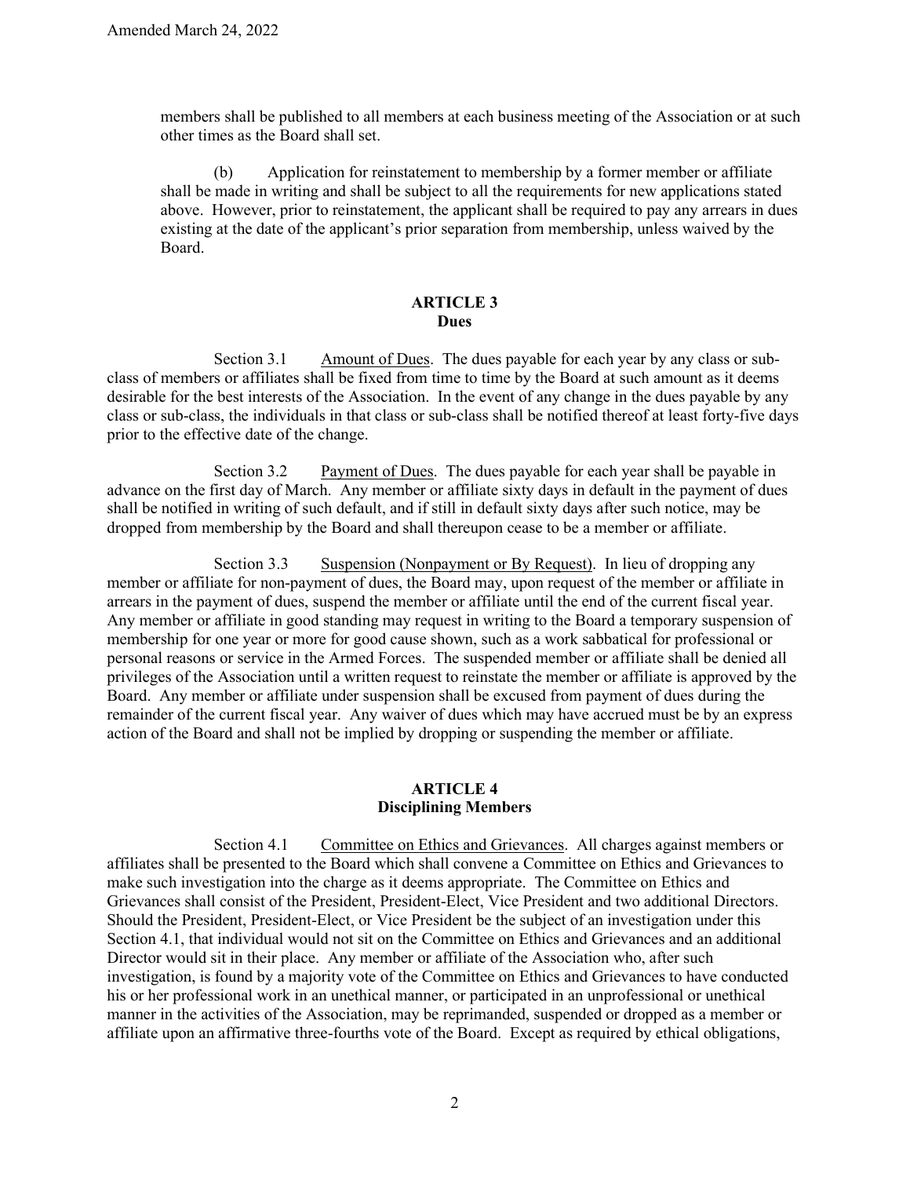members shall be published to all members at each business meeting of the Association or at such other times as the Board shall set.

(b) Application for reinstatement to membership by a former member or affiliate shall be made in writing and shall be subject to all the requirements for new applications stated above. However, prior to reinstatement, the applicant shall be required to pay any arrears in dues existing at the date of the applicant's prior separation from membership, unless waived by the Board.

## ARTICLE 3
## Dues

Section 3.1 Amount of Dues. The dues payable for each year by any class or sub-class of members or affiliates shall be fixed from time to time by the Board at such amount as it deems desirable for the best interests of the Association. In the event of any change in the dues payable by any class or sub-class, the individuals in that class or sub-class shall be notified thereof at least forty-five days prior to the effective date of the change.

Section 3.2 Payment of Dues. The dues payable for each year shall be payable in advance on the first day of March. Any member or affiliate sixty days in default in the payment of dues shall be notified in writing of such default, and if still in default sixty days after such notice, may be dropped from membership by the Board and shall thereupon cease to be a member or affiliate.

Section 3.3 Suspension (Nonpayment or By Request). In lieu of dropping any member or affiliate for non-payment of dues, the Board may, upon request of the member or affiliate in arrears in the payment of dues, suspend the member or affiliate until the end of the current fiscal year. Any member or affiliate in good standing may request in writing to the Board a temporary suspension of membership for one year or more for good cause shown, such as a work sabbatical for professional or personal reasons or service in the Armed Forces. The suspended member or affiliate shall be denied all privileges of the Association until a written request to reinstate the member or affiliate is approved by the Board. Any member or affiliate under suspension shall be excused from payment of dues during the remainder of the current fiscal year. Any waiver of dues which may have accrued must be by an express action of the Board and shall not be implied by dropping or suspending the member or affiliate.

## ARTICLE 4
## Disciplining Members

Section 4.1 Committee on Ethics and Grievances. All charges against members or affiliates shall be presented to the Board which shall convene a Committee on Ethics and Grievances to make such investigation into the charge as it deems appropriate. The Committee on Ethics and Grievances shall consist of the President, President-Elect, Vice President and two additional Directors. Should the President, President-Elect, or Vice President be the subject of an investigation under this Section 4.1, that individual would not sit on the Committee on Ethics and Grievances and an additional Director would sit in their place. Any member or affiliate of the Association who, after such investigation, is found by a majority vote of the Committee on Ethics and Grievances to have conducted his or her professional work in an unethical manner, or participated in an unprofessional or unethical manner in the activities of the Association, may be reprimanded, suspended or dropped as a member or affiliate upon an affirmative three-fourths vote of the Board. Except as required by ethical obligations,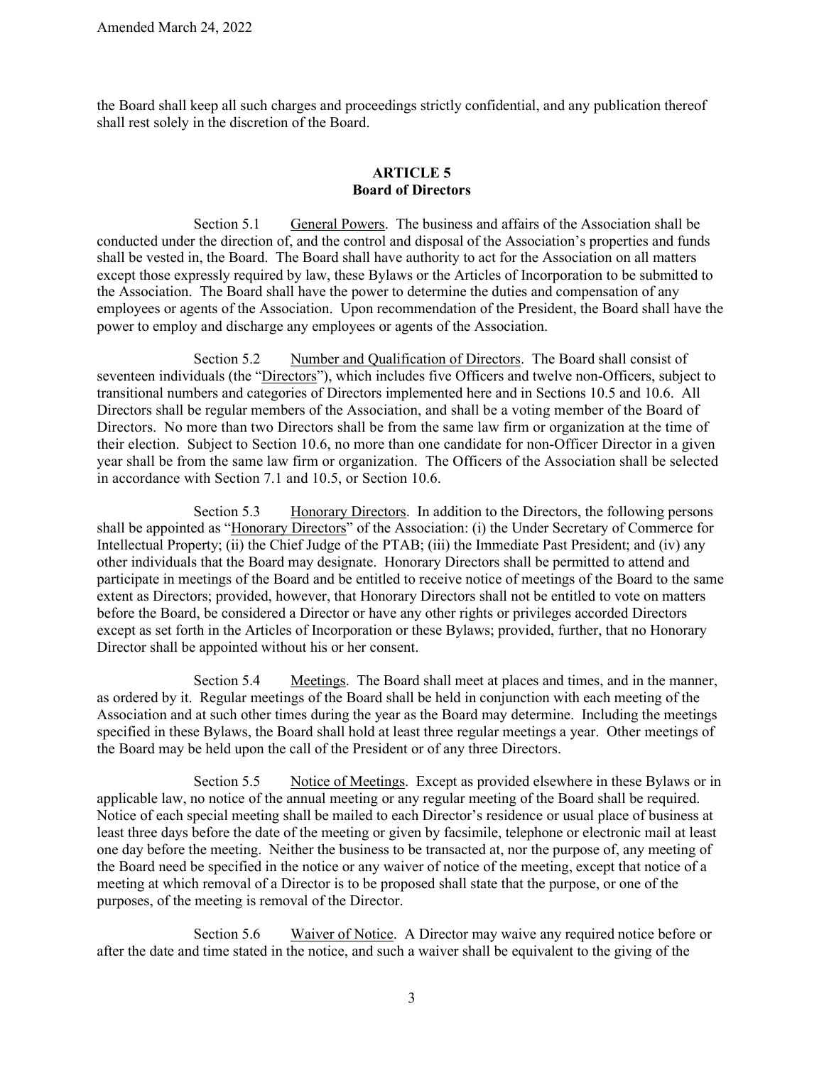the Board shall keep all such charges and proceedings strictly confidential, and any publication thereof shall rest solely in the discretion of the Board.

## ARTICLE 5
## Board of Directors

Section 5.1 General Powers. The business and affairs of the Association shall be conducted under the direction of, and the control and disposal of the Association's properties and funds shall be vested in, the Board. The Board shall have authority to act for the Association on all matters except those expressly required by law, these Bylaws or the Articles of Incorporation to be submitted to the Association. The Board shall have the power to determine the duties and compensation of any employees or agents of the Association. Upon recommendation of the President, the Board shall have the power to employ and discharge any employees or agents of the Association.

Section 5.2 Number and Qualification of Directors. The Board shall consist of seventeen individuals (the "Directors"), which includes five Officers and twelve non-Officers, subject to transitional numbers and categories of Directors implemented here and in Sections 10.5 and 10.6. All Directors shall be regular members of the Association, and shall be a voting member of the Board of Directors. No more than two Directors shall be from the same law firm or organization at the time of their election. Subject to Section 10.6, no more than one candidate for non-Officer Director in a given year shall be from the same law firm or organization. The Officers of the Association shall be selected in accordance with Section 7.1 and 10.5, or Section 10.6.

Section 5.3 Honorary Directors. In addition to the Directors, the following persons shall be appointed as "Honorary Directors" of the Association: (i) the Under Secretary of Commerce for Intellectual Property; (ii) the Chief Judge of the PTAB; (iii) the Immediate Past President; and (iv) any other individuals that the Board may designate. Honorary Directors shall be permitted to attend and participate in meetings of the Board and be entitled to receive notice of meetings of the Board to the same extent as Directors; provided, however, that Honorary Directors shall not be entitled to vote on matters before the Board, be considered a Director or have any other rights or privileges accorded Directors except as set forth in the Articles of Incorporation or these Bylaws; provided, further, that no Honorary Director shall be appointed without his or her consent.

Section 5.4 Meetings. The Board shall meet at places and times, and in the manner, as ordered by it. Regular meetings of the Board shall be held in conjunction with each meeting of the Association and at such other times during the year as the Board may determine. Including the meetings specified in these Bylaws, the Board shall hold at least three regular meetings a year. Other meetings of the Board may be held upon the call of the President or of any three Directors.

Section 5.5 Notice of Meetings. Except as provided elsewhere in these Bylaws or in applicable law, no notice of the annual meeting or any regular meeting of the Board shall be required. Notice of each special meeting shall be mailed to each Director's residence or usual place of business at least three days before the date of the meeting or given by facsimile, telephone or electronic mail at least one day before the meeting. Neither the business to be transacted at, nor the purpose of, any meeting of the Board need be specified in the notice or any waiver of notice of the meeting, except that notice of a meeting at which removal of a Director is to be proposed shall state that the purpose, or one of the purposes, of the meeting is removal of the Director.

Section 5.6 Waiver of Notice. A Director may waive any required notice before or after the date and time stated in the notice, and such a waiver shall be equivalent to the giving of the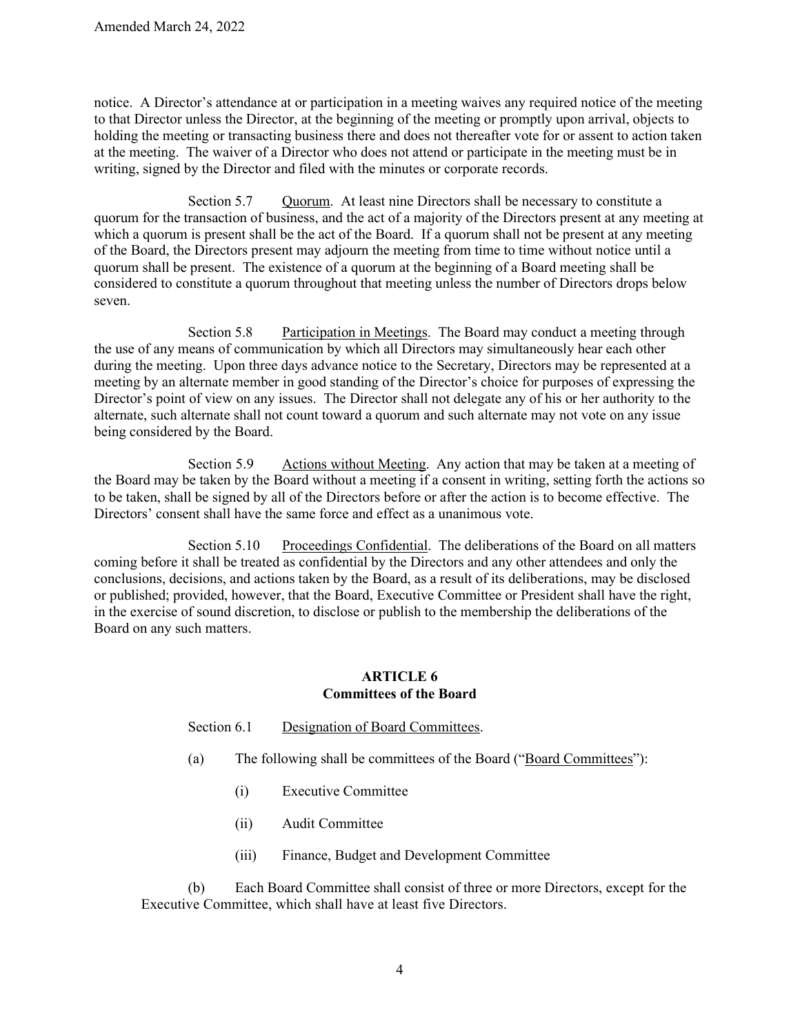notice. A Director's attendance at or participation in a meeting waives any required notice of the meeting to that Director unless the Director, at the beginning of the meeting or promptly upon arrival, objects to holding the meeting or transacting business there and does not thereafter vote for or assent to action taken at the meeting. The waiver of a Director who does not attend or participate in the meeting must be in writing, signed by the Director and filed with the minutes or corporate records.

Section 5.7 Quorum. At least nine Directors shall be necessary to constitute a quorum for the transaction of business, and the act of a majority of the Directors present at any meeting at which a quorum is present shall be the act of the Board. If a quorum shall not be present at any meeting of the Board, the Directors present may adjourn the meeting from time to time without notice until a quorum shall be present. The existence of a quorum at the beginning of a Board meeting shall be considered to constitute a quorum throughout that meeting unless the number of Directors drops below seven.

Section 5.8 Participation in Meetings. The Board may conduct a meeting through the use of any means of communication by which all Directors may simultaneously hear each other during the meeting. Upon three days advance notice to the Secretary, Directors may be represented at a meeting by an alternate member in good standing of the Director's choice for purposes of expressing the Director's point of view on any issues. The Director shall not delegate any of his or her authority to the alternate, such alternate shall not count toward a quorum and such alternate may not vote on any issue being considered by the Board.

Section 5.9 Actions without Meeting. Any action that may be taken at a meeting of the Board may be taken by the Board without a meeting if a consent in writing, setting forth the actions so to be taken, shall be signed by all of the Directors before or after the action is to become effective. The Directors' consent shall have the same force and effect as a unanimous vote.

Section 5.10 Proceedings Confidential. The deliberations of the Board on all matters coming before it shall be treated as confidential by the Directors and any other attendees and only the conclusions, decisions, and actions taken by the Board, as a result of its deliberations, may be disclosed or published; provided, however, that the Board, Executive Committee or President shall have the right, in the exercise of sound discretion, to disclose or publish to the membership the deliberations of the Board on any such matters.

## ARTICLE 6
## Committees of the Board

Section 6.1 Designation of Board Committees.

(a) The following shall be committees of the Board ("Board Committees"):

(i) Executive Committee

(ii) Audit Committee

(iii) Finance, Budget and Development Committee

(b) Each Board Committee shall consist of three or more Directors, except for the Executive Committee, which shall have at least five Directors.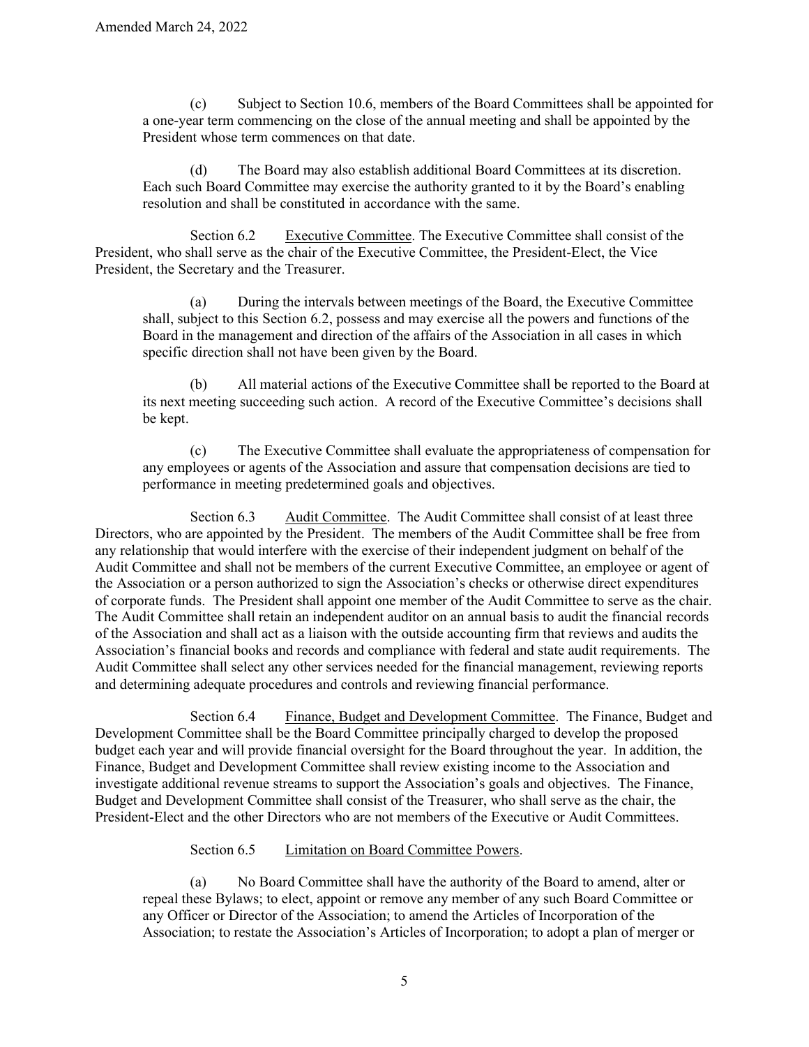(c) Subject to Section 10.6, members of the Board Committees shall be appointed for a one-year term commencing on the close of the annual meeting and shall be appointed by the President whose term commences on that date.

(d) The Board may also establish additional Board Committees at its discretion. Each such Board Committee may exercise the authority granted to it by the Board's enabling resolution and shall be constituted in accordance with the same.

Section 6.2 Executive Committee. The Executive Committee shall consist of the President, who shall serve as the chair of the Executive Committee, the President-Elect, the Vice President, the Secretary and the Treasurer.

(a) During the intervals between meetings of the Board, the Executive Committee shall, subject to this Section 6.2, possess and may exercise all the powers and functions of the Board in the management and direction of the affairs of the Association in all cases in which specific direction shall not have been given by the Board.

(b) All material actions of the Executive Committee shall be reported to the Board at its next meeting succeeding such action. A record of the Executive Committee's decisions shall be kept.

(c) The Executive Committee shall evaluate the appropriateness of compensation for any employees or agents of the Association and assure that compensation decisions are tied to performance in meeting predetermined goals and objectives.

Section 6.3 Audit Committee. The Audit Committee shall consist of at least three Directors, who are appointed by the President. The members of the Audit Committee shall be free from any relationship that would interfere with the exercise of their independent judgment on behalf of the Audit Committee and shall not be members of the current Executive Committee, an employee or agent of the Association or a person authorized to sign the Association's checks or otherwise direct expenditures of corporate funds. The President shall appoint one member of the Audit Committee to serve as the chair. The Audit Committee shall retain an independent auditor on an annual basis to audit the financial records of the Association and shall act as a liaison with the outside accounting firm that reviews and audits the Association's financial books and records and compliance with federal and state audit requirements. The Audit Committee shall select any other services needed for the financial management, reviewing reports and determining adequate procedures and controls and reviewing financial performance.

Section 6.4 Finance, Budget and Development Committee. The Finance, Budget and Development Committee shall be the Board Committee principally charged to develop the proposed budget each year and will provide financial oversight for the Board throughout the year. In addition, the Finance, Budget and Development Committee shall review existing income to the Association and investigate additional revenue streams to support the Association's goals and objectives. The Finance, Budget and Development Committee shall consist of the Treasurer, who shall serve as the chair, the President-Elect and the other Directors who are not members of the Executive or Audit Committees.

Section 6.5 Limitation on Board Committee Powers.

(a) No Board Committee shall have the authority of the Board to amend, alter or repeal these Bylaws; to elect, appoint or remove any member of any such Board Committee or any Officer or Director of the Association; to amend the Articles of Incorporation of the Association; to restate the Association's Articles of Incorporation; to adopt a plan of merger or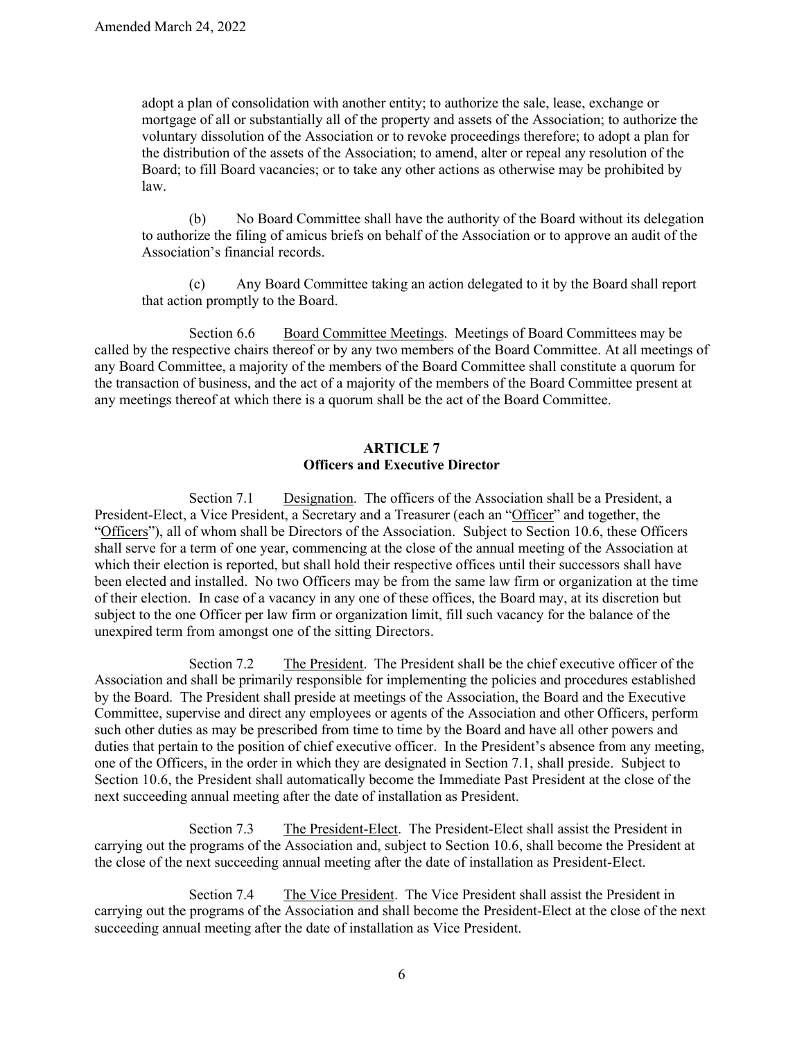adopt a plan of consolidation with another entity; to authorize the sale, lease, exchange or mortgage of all or substantially all of the property and assets of the Association; to authorize the voluntary dissolution of the Association or to revoke proceedings therefore; to adopt a plan for the distribution of the assets of the Association; to amend, alter or repeal any resolution of the Board; to fill Board vacancies; or to take any other actions as otherwise may be prohibited by law.

(b) No Board Committee shall have the authority of the Board without its delegation to authorize the filing of amicus briefs on behalf of the Association or to approve an audit of the Association's financial records.

(c) Any Board Committee taking an action delegated to it by the Board shall report that action promptly to the Board.

Section 6.6 Board Committee Meetings. Meetings of Board Committees may be called by the respective chairs thereof or by any two members of the Board Committee. At all meetings of any Board Committee, a majority of the members of the Board Committee shall constitute a quorum for the transaction of business, and the act of a majority of the members of the Board Committee present at any meetings thereof at which there is a quorum shall be the act of the Board Committee.

## ARTICLE 7
## Officers and Executive Director

Section 7.1 Designation. The officers of the Association shall be a President, a President-Elect, a Vice President, a Secretary and a Treasurer (each an "Officer" and together, the "Officers"), all of whom shall be Directors of the Association. Subject to Section 10.6, these Officers shall serve for a term of one year, commencing at the close of the annual meeting of the Association at which their election is reported, but shall hold their respective offices until their successors shall have been elected and installed. No two Officers may be from the same law firm or organization at the time of their election. In case of a vacancy in any one of these offices, the Board may, at its discretion but subject to the one Officer per law firm or organization limit, fill such vacancy for the balance of the unexpired term from amongst one of the sitting Directors.

Section 7.2 The President. The President shall be the chief executive officer of the Association and shall be primarily responsible for implementing the policies and procedures established by the Board. The President shall preside at meetings of the Association, the Board and the Executive Committee, supervise and direct any employees or agents of the Association and other Officers, perform such other duties as may be prescribed from time to time by the Board and have all other powers and duties that pertain to the position of chief executive officer. In the President's absence from any meeting, one of the Officers, in the order in which they are designated in Section 7.1, shall preside. Subject to Section 10.6, the President shall automatically become the Immediate Past President at the close of the next succeeding annual meeting after the date of installation as President.

Section 7.3 The President-Elect. The President-Elect shall assist the President in carrying out the programs of the Association and, subject to Section 10.6, shall become the President at the close of the next succeeding annual meeting after the date of installation as President-Elect.

Section 7.4 The Vice President. The Vice President shall assist the President in carrying out the programs of the Association and shall become the President-Elect at the close of the next succeeding annual meeting after the date of installation as Vice President.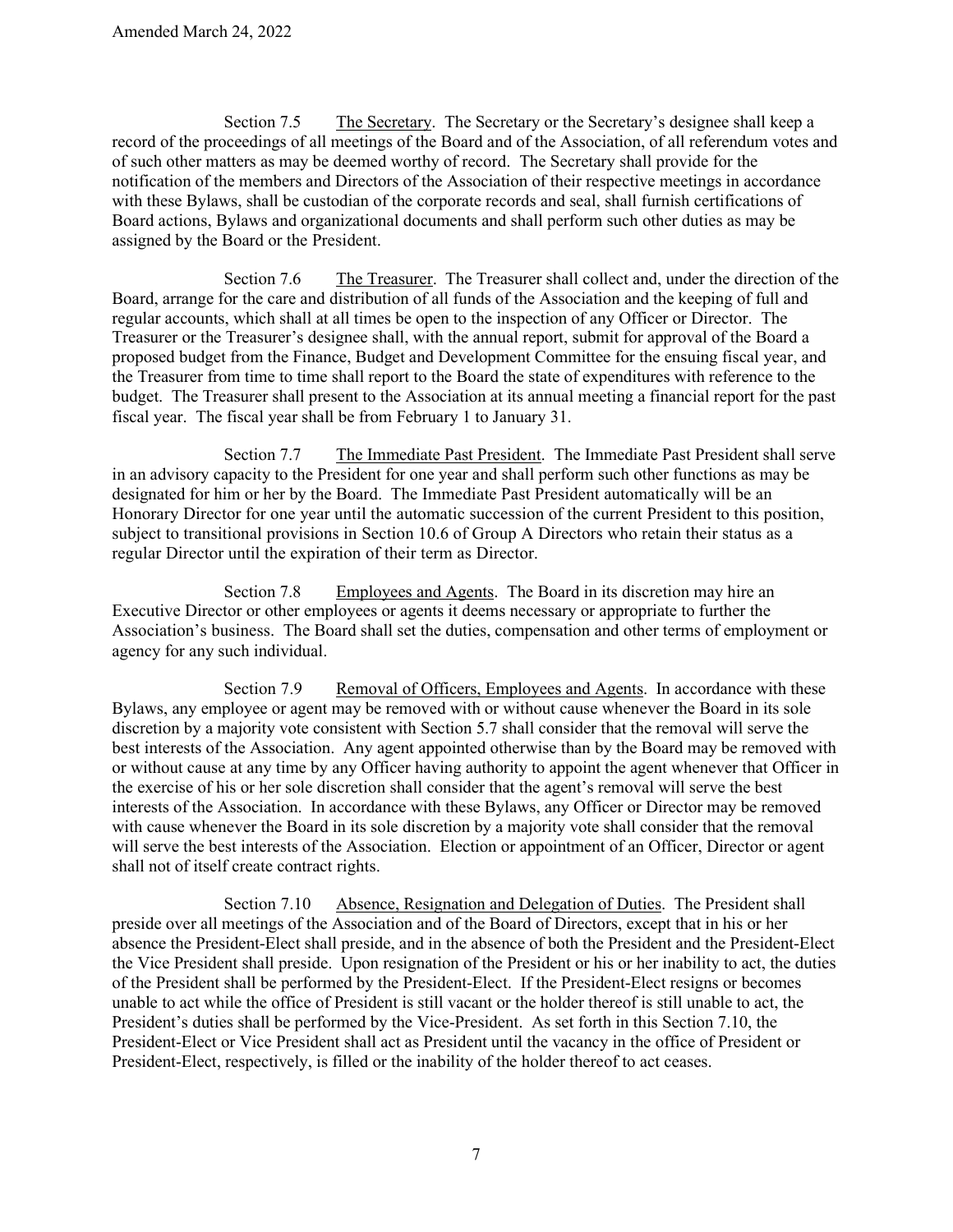Section 7.5 The Secretary. The Secretary or the Secretary's designee shall keep a record of the proceedings of all meetings of the Board and of the Association, of all referendum votes and of such other matters as may be deemed worthy of record. The Secretary shall provide for the notification of the members and Directors of the Association of their respective meetings in accordance with these Bylaws, shall be custodian of the corporate records and seal, shall furnish certifications of Board actions, Bylaws and organizational documents and shall perform such other duties as may be assigned by the Board or the President.

Section 7.6 The Treasurer. The Treasurer shall collect and, under the direction of the Board, arrange for the care and distribution of all funds of the Association and the keeping of full and regular accounts, which shall at all times be open to the inspection of any Officer or Director. The Treasurer or the Treasurer's designee shall, with the annual report, submit for approval of the Board a proposed budget from the Finance, Budget and Development Committee for the ensuing fiscal year, and the Treasurer from time to time shall report to the Board the state of expenditures with reference to the budget. The Treasurer shall present to the Association at its annual meeting a financial report for the past fiscal year. The fiscal year shall be from February 1 to January 31.

Section 7.7 The Immediate Past President. The Immediate Past President shall serve in an advisory capacity to the President for one year and shall perform such other functions as may be designated for him or her by the Board. The Immediate Past President automatically will be an Honorary Director for one year until the automatic succession of the current President to this position, subject to transitional provisions in Section 10.6 of Group A Directors who retain their status as a regular Director until the expiration of their term as Director.

Section 7.8 Employees and Agents. The Board in its discretion may hire an Executive Director or other employees or agents it deems necessary or appropriate to further the Association's business. The Board shall set the duties, compensation and other terms of employment or agency for any such individual.

Section 7.9 Removal of Officers, Employees and Agents. In accordance with these Bylaws, any employee or agent may be removed with or without cause whenever the Board in its sole discretion by a majority vote consistent with Section 5.7 shall consider that the removal will serve the best interests of the Association. Any agent appointed otherwise than by the Board may be removed with or without cause at any time by any Officer having authority to appoint the agent whenever that Officer in the exercise of his or her sole discretion shall consider that the agent's removal will serve the best interests of the Association. In accordance with these Bylaws, any Officer or Director may be removed with cause whenever the Board in its sole discretion by a majority vote shall consider that the removal will serve the best interests of the Association. Election or appointment of an Officer, Director or agent shall not of itself create contract rights.

Section 7.10 Absence, Resignation and Delegation of Duties. The President shall preside over all meetings of the Association and of the Board of Directors, except that in his or her absence the President-Elect shall preside, and in the absence of both the President and the President-Elect the Vice President shall preside. Upon resignation of the President or his or her inability to act, the duties of the President shall be performed by the President-Elect. If the President-Elect resigns or becomes unable to act while the office of President is still vacant or the holder thereof is still unable to act, the President's duties shall be performed by the Vice-President. As set forth in this Section 7.10, the President-Elect or Vice President shall act as President until the vacancy in the office of President or President-Elect, respectively, is filled or the inability of the holder thereof to act ceases.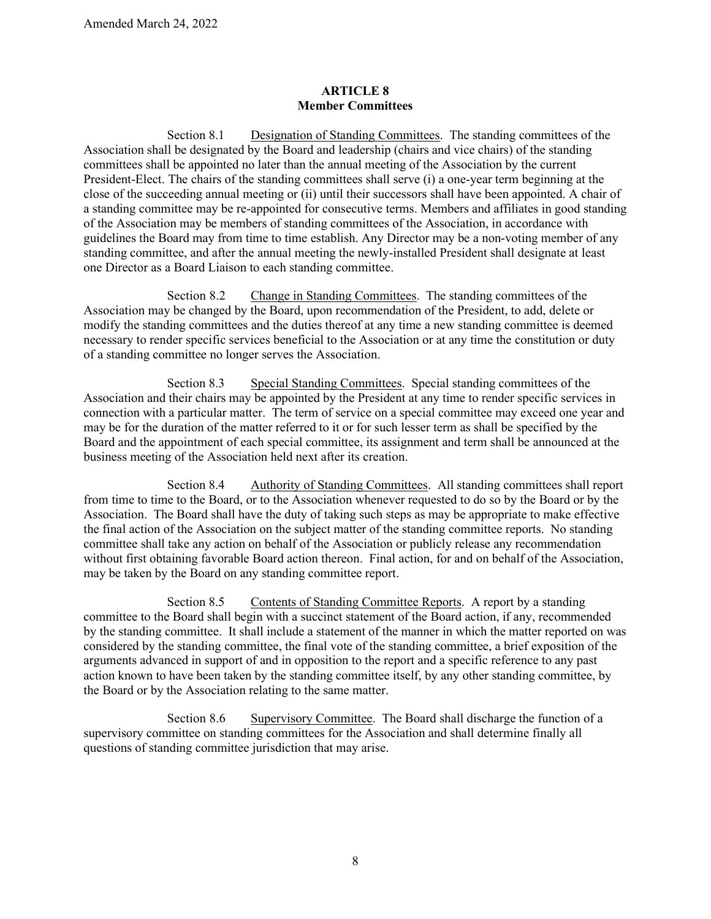## ARTICLE 8
## Member Committees

Section 8.1 Designation of Standing Committees. The standing committees of the Association shall be designated by the Board and leadership (chairs and vice chairs) of the standing committees shall be appointed no later than the annual meeting of the Association by the current President-Elect. The chairs of the standing committees shall serve (i) a one-year term beginning at the close of the succeeding annual meeting or (ii) until their successors shall have been appointed. A chair of a standing committee may be re-appointed for consecutive terms. Members and affiliates in good standing of the Association may be members of standing committees of the Association, in accordance with guidelines the Board may from time to time establish. Any Director may be a non-voting member of any standing committee, and after the annual meeting the newly-installed President shall designate at least one Director as a Board Liaison to each standing committee.

Section 8.2 Change in Standing Committees. The standing committees of the Association may be changed by the Board, upon recommendation of the President, to add, delete or modify the standing committees and the duties thereof at any time a new standing committee is deemed necessary to render specific services beneficial to the Association or at any time the constitution or duty of a standing committee no longer serves the Association.

Section 8.3 Special Standing Committees. Special standing committees of the Association and their chairs may be appointed by the President at any time to render specific services in connection with a particular matter. The term of service on a special committee may exceed one year and may be for the duration of the matter referred to it or for such lesser term as shall be specified by the Board and the appointment of each special committee, its assignment and term shall be announced at the business meeting of the Association held next after its creation.

Section 8.4 Authority of Standing Committees. All standing committees shall report from time to time to the Board, or to the Association whenever requested to do so by the Board or by the Association. The Board shall have the duty of taking such steps as may be appropriate to make effective the final action of the Association on the subject matter of the standing committee reports. No standing committee shall take any action on behalf of the Association or publicly release any recommendation without first obtaining favorable Board action thereon. Final action, for and on behalf of the Association, may be taken by the Board on any standing committee report.

Section 8.5 Contents of Standing Committee Reports. A report by a standing committee to the Board shall begin with a succinct statement of the Board action, if any, recommended by the standing committee. It shall include a statement of the manner in which the matter reported on was considered by the standing committee, the final vote of the standing committee, a brief exposition of the arguments advanced in support of and in opposition to the report and a specific reference to any past action known to have been taken by the standing committee itself, by any other standing committee, by the Board or by the Association relating to the same matter.

Section 8.6 Supervisory Committee. The Board shall discharge the function of a supervisory committee on standing committees for the Association and shall determine finally all questions of standing committee jurisdiction that may arise.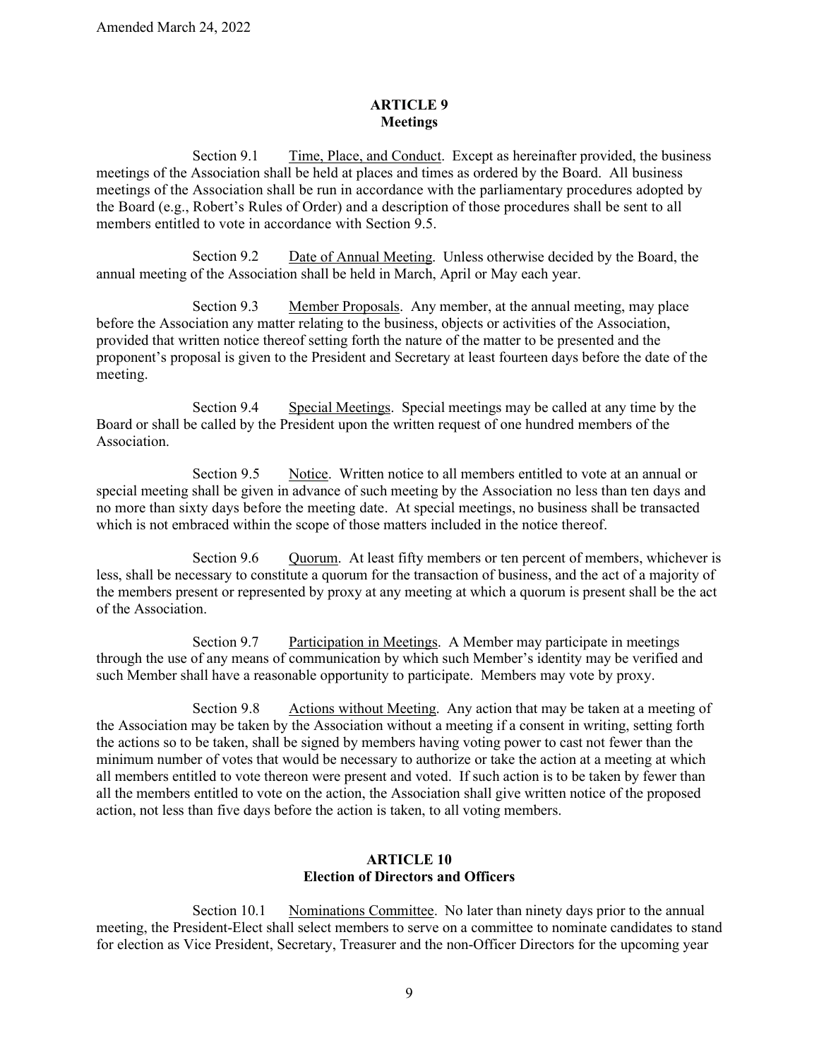## ARTICLE 9
## Meetings

Section 9.1 Time, Place, and Conduct. Except as hereinafter provided, the business meetings of the Association shall be held at places and times as ordered by the Board. All business meetings of the Association shall be run in accordance with the parliamentary procedures adopted by the Board (e.g., Robert's Rules of Order) and a description of those procedures shall be sent to all members entitled to vote in accordance with Section 9.5.

Section 9.2 Date of Annual Meeting. Unless otherwise decided by the Board, the annual meeting of the Association shall be held in March, April or May each year.

Section 9.3 Member Proposals. Any member, at the annual meeting, may place before the Association any matter relating to the business, objects or activities of the Association, provided that written notice thereof setting forth the nature of the matter to be presented and the proponent's proposal is given to the President and Secretary at least fourteen days before the date of the meeting.

Section 9.4 Special Meetings. Special meetings may be called at any time by the Board or shall be called by the President upon the written request of one hundred members of the Association.

Section 9.5 Notice. Written notice to all members entitled to vote at an annual or special meeting shall be given in advance of such meeting by the Association no less than ten days and no more than sixty days before the meeting date. At special meetings, no business shall be transacted which is not embraced within the scope of those matters included in the notice thereof.

Section 9.6 Quorum. At least fifty members or ten percent of members, whichever is less, shall be necessary to constitute a quorum for the transaction of business, and the act of a majority of the members present or represented by proxy at any meeting at which a quorum is present shall be the act of the Association.

Section 9.7 Participation in Meetings. A Member may participate in meetings through the use of any means of communication by which such Member's identity may be verified and such Member shall have a reasonable opportunity to participate. Members may vote by proxy.

Section 9.8 Actions without Meeting. Any action that may be taken at a meeting of the Association may be taken by the Association without a meeting if a consent in writing, setting forth the actions so to be taken, shall be signed by members having voting power to cast not fewer than the minimum number of votes that would be necessary to authorize or take the action at a meeting at which all members entitled to vote thereon were present and voted. If such action is to be taken by fewer than all the members entitled to vote on the action, the Association shall give written notice of the proposed action, not less than five days before the action is taken, to all voting members.

## ARTICLE 10
## Election of Directors and Officers

Section 10.1 Nominations Committee. No later than ninety days prior to the annual meeting, the President-Elect shall select members to serve on a committee to nominate candidates to stand for election as Vice President, Secretary, Treasurer and the non-Officer Directors for the upcoming year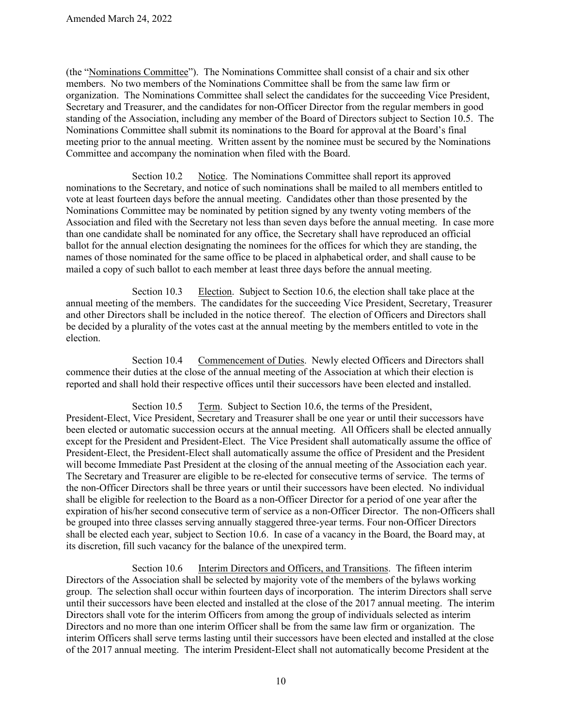(the "Nominations Committee"). The Nominations Committee shall consist of a chair and six other members. No two members of the Nominations Committee shall be from the same law firm or organization. The Nominations Committee shall select the candidates for the succeeding Vice President, Secretary and Treasurer, and the candidates for non-Officer Director from the regular members in good standing of the Association, including any member of the Board of Directors subject to Section 10.5. The Nominations Committee shall submit its nominations to the Board for approval at the Board's final meeting prior to the annual meeting. Written assent by the nominee must be secured by the Nominations Committee and accompany the nomination when filed with the Board.

Section 10.2 Notice. The Nominations Committee shall report its approved nominations to the Secretary, and notice of such nominations shall be mailed to all members entitled to vote at least fourteen days before the annual meeting. Candidates other than those presented by the Nominations Committee may be nominated by petition signed by any twenty voting members of the Association and filed with the Secretary not less than seven days before the annual meeting. In case more than one candidate shall be nominated for any office, the Secretary shall have reproduced an official ballot for the annual election designating the nominees for the offices for which they are standing, the names of those nominated for the same office to be placed in alphabetical order, and shall cause to be mailed a copy of such ballot to each member at least three days before the annual meeting.

Section 10.3 Election. Subject to Section 10.6, the election shall take place at the annual meeting of the members. The candidates for the succeeding Vice President, Secretary, Treasurer and other Directors shall be included in the notice thereof. The election of Officers and Directors shall be decided by a plurality of the votes cast at the annual meeting by the members entitled to vote in the election.

Section 10.4 Commencement of Duties. Newly elected Officers and Directors shall commence their duties at the close of the annual meeting of the Association at which their election is reported and shall hold their respective offices until their successors have been elected and installed.

Section 10.5 Term. Subject to Section 10.6, the terms of the President, President-Elect, Vice President, Secretary and Treasurer shall be one year or until their successors have been elected or automatic succession occurs at the annual meeting. All Officers shall be elected annually except for the President and President-Elect. The Vice President shall automatically assume the office of President-Elect, the President-Elect shall automatically assume the office of President and the President will become Immediate Past President at the closing of the annual meeting of the Association each year. The Secretary and Treasurer are eligible to be re-elected for consecutive terms of service. The terms of the non-Officer Directors shall be three years or until their successors have been elected. No individual shall be eligible for reelection to the Board as a non-Officer Director for a period of one year after the expiration of his/her second consecutive term of service as a non-Officer Director. The non-Officers shall be grouped into three classes serving annually staggered three-year terms. Four non-Officer Directors shall be elected each year, subject to Section 10.6. In case of a vacancy in the Board, the Board may, at its discretion, fill such vacancy for the balance of the unexpired term.

Section 10.6 Interim Directors and Officers, and Transitions. The fifteen interim Directors of the Association shall be selected by majority vote of the members of the bylaws working group. The selection shall occur within fourteen days of incorporation. The interim Directors shall serve until their successors have been elected and installed at the close of the 2017 annual meeting. The interim Directors shall vote for the interim Officers from among the group of individuals selected as interim Directors and no more than one interim Officer shall be from the same law firm or organization. The interim Officers shall serve terms lasting until their successors have been elected and installed at the close of the 2017 annual meeting. The interim President-Elect shall not automatically become President at the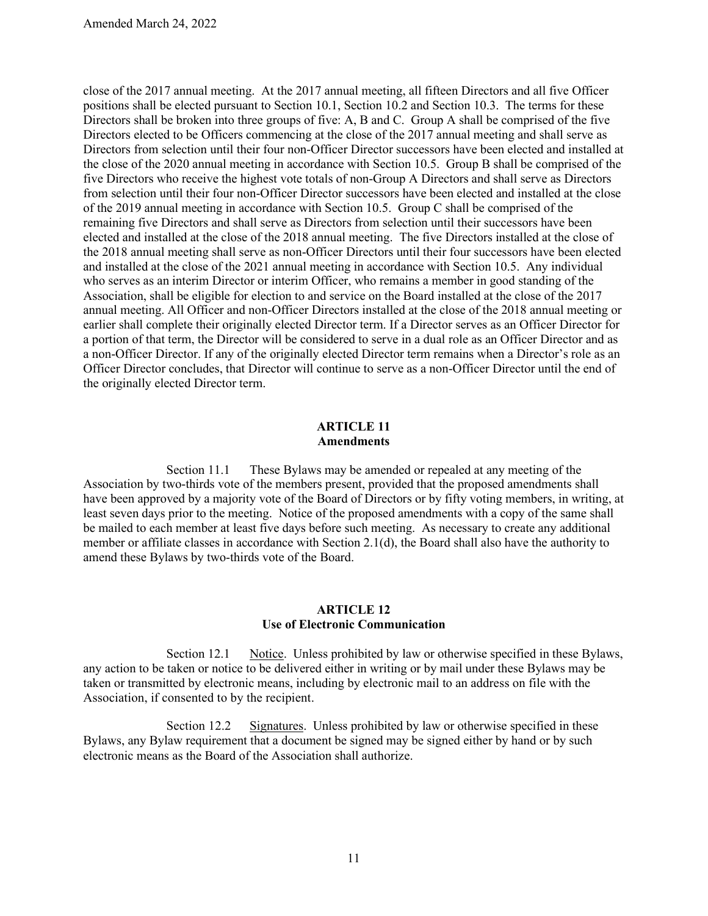close of the 2017 annual meeting. At the 2017 annual meeting, all fifteen Directors and all five Officer positions shall be elected pursuant to Section 10.1, Section 10.2 and Section 10.3. The terms for these Directors shall be broken into three groups of five: A, B and C. Group A shall be comprised of the five Directors elected to be Officers commencing at the close of the 2017 annual meeting and shall serve as Directors from selection until their four non-Officer Director successors have been elected and installed at the close of the 2020 annual meeting in accordance with Section 10.5. Group B shall be comprised of the five Directors who receive the highest vote totals of non-Group A Directors and shall serve as Directors from selection until their four non-Officer Director successors have been elected and installed at the close of the 2019 annual meeting in accordance with Section 10.5. Group C shall be comprised of the remaining five Directors and shall serve as Directors from selection until their successors have been elected and installed at the close of the 2018 annual meeting. The five Directors installed at the close of the 2018 annual meeting shall serve as non-Officer Directors until their four successors have been elected and installed at the close of the 2021 annual meeting in accordance with Section 10.5. Any individual who serves as an interim Director or interim Officer, who remains a member in good standing of the Association, shall be eligible for election to and service on the Board installed at the close of the 2017 annual meeting. All Officer and non-Officer Directors installed at the close of the 2018 annual meeting or earlier shall complete their originally elected Director term. If a Director serves as an Officer Director for a portion of that term, the Director will be considered to serve in a dual role as an Officer Director and as a non-Officer Director. If any of the originally elected Director term remains when a Director's role as an Officer Director concludes, that Director will continue to serve as a non-Officer Director until the end of the originally elected Director term.

## ARTICLE 11
## Amendments

Section 11.1 These Bylaws may be amended or repealed at any meeting of the Association by two-thirds vote of the members present, provided that the proposed amendments shall have been approved by a majority vote of the Board of Directors or by fifty voting members, in writing, at least seven days prior to the meeting. Notice of the proposed amendments with a copy of the same shall be mailed to each member at least five days before such meeting. As necessary to create any additional member or affiliate classes in accordance with Section 2.1(d), the Board shall also have the authority to amend these Bylaws by two-thirds vote of the Board.

## ARTICLE 12
## Use of Electronic Communication

Section 12.1 Notice. Unless prohibited by law or otherwise specified in these Bylaws, any action to be taken or notice to be delivered either in writing or by mail under these Bylaws may be taken or transmitted by electronic means, including by electronic mail to an address on file with the Association, if consented to by the recipient.

Section 12.2 Signatures. Unless prohibited by law or otherwise specified in these Bylaws, any Bylaw requirement that a document be signed may be signed either by hand or by such electronic means as the Board of the Association shall authorize.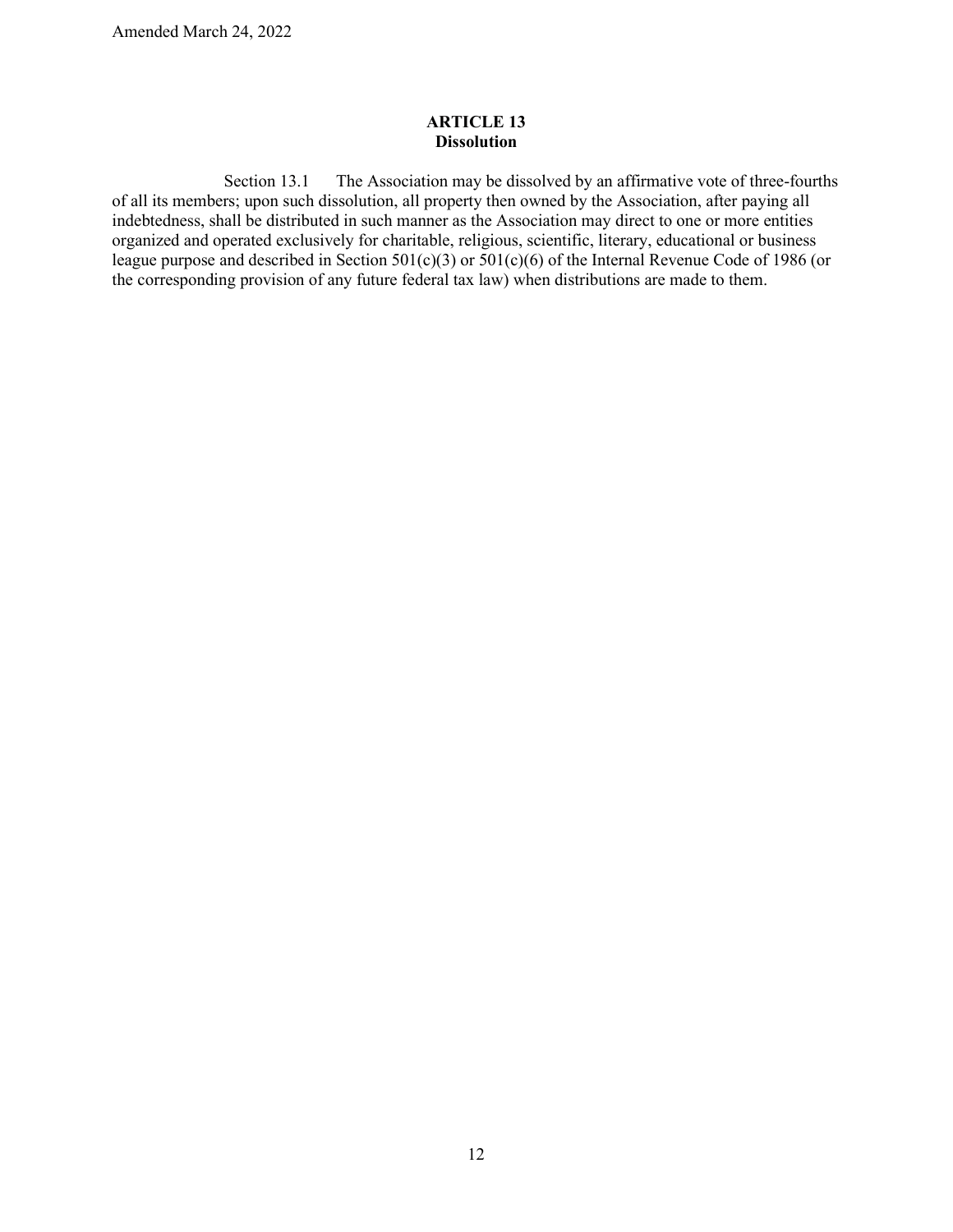## ARTICLE 13
## Dissolution

Section 13.1 The Association may be dissolved by an affirmative vote of three-fourths of all its members; upon such dissolution, all property then owned by the Association, after paying all indebtedness, shall be distributed in such manner as the Association may direct to one or more entities organized and operated exclusively for charitable, religious, scientific, literary, educational or business league purpose and described in Section 501(c)(3) or 501(c)(6) of the Internal Revenue Code of 1986 (or the corresponding provision of any future federal tax law) when distributions are made to them.